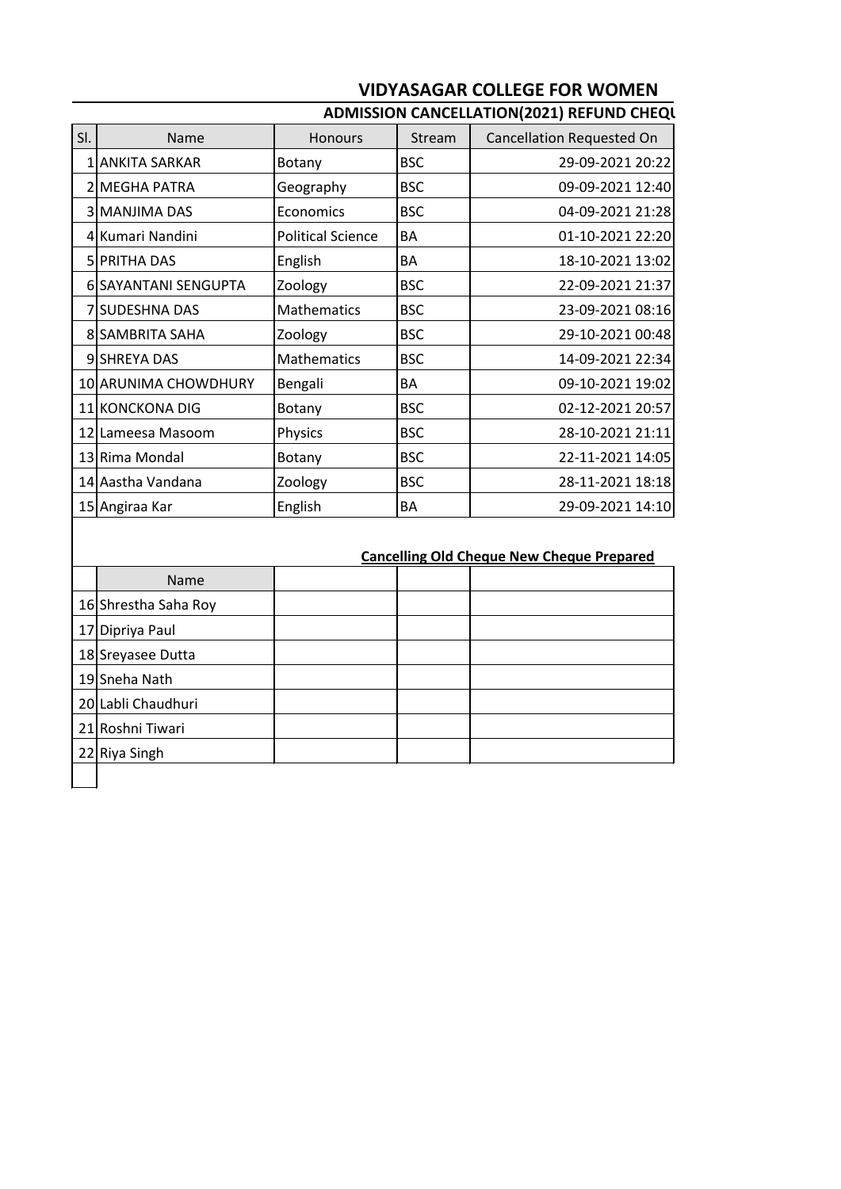# VIDYASAGAR COLLEGE FOR WOMEN

## ADMISSION CANCELLATION(2021) REFUND CHEQU

| Sl. | Name | Honours | Stream | Cancellation Requested On |
|---|---|---|---|---|
| 1 | ANKITA SARKAR | Botany | BSC | 29-09-2021 20:22 |
| 2 | MEGHA PATRA | Geography | BSC | 09-09-2021 12:40 |
| 3 | MANJIMA DAS | Economics | BSC | 04-09-2021 21:28 |
| 4 | Kumari Nandini | Political Science | BA | 01-10-2021 22:20 |
| 5 | PRITHA DAS | English | BA | 18-10-2021 13:02 |
| 6 | SAYANTANI SENGUPTA | Zoology | BSC | 22-09-2021 21:37 |
| 7 | SUDESHNA DAS | Mathematics | BSC | 23-09-2021 08:16 |
| 8 | SAMBRITA SAHA | Zoology | BSC | 29-10-2021 00:48 |
| 9 | SHREYA DAS | Mathematics | BSC | 14-09-2021 22:34 |
| 10 | ARUNIMA CHOWDHURY | Bengali | BA | 09-10-2021 19:02 |
| 11 | KONCKONA DIG | Botany | BSC | 02-12-2021 20:57 |
| 12 | Lameesa Masoom | Physics | BSC | 28-10-2021 21:11 |
| 13 | Rima Mondal | Botany | BSC | 22-11-2021 14:05 |
| 14 | Aastha Vandana | Zoology | BSC | 28-11-2021 18:18 |
| 15 | Angiraa Kar | English | BA | 29-09-2021 14:10 |

**Cancelling Old Cheque New Cheque Prepared**

| | Name | | | |
|---|---|---|---|---|
| 16 | Shrestha Saha Roy | | | |
| 17 | Dipriya Paul | | | |
| 18 | Sreyasee Dutta | | | |
| 19 | Sneha Nath | | | |
| 20 | Labli Chaudhuri | | | |
| 21 | Roshni Tiwari | | | |
| 22 | Riya Singh | | | |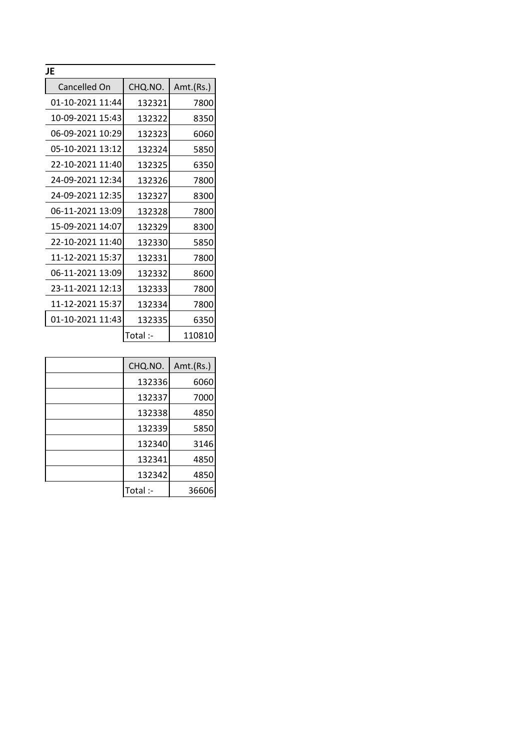**JE**

| Cancelled On | CHQ.NO. | Amt.(Rs.) |
|---|---|---|
| 01-10-2021 11:44 | 132321 | 7800 |
| 10-09-2021 15:43 | 132322 | 8350 |
| 06-09-2021 10:29 | 132323 | 6060 |
| 05-10-2021 13:12 | 132324 | 5850 |
| 22-10-2021 11:40 | 132325 | 6350 |
| 24-09-2021 12:34 | 132326 | 7800 |
| 24-09-2021 12:35 | 132327 | 8300 |
| 06-11-2021 13:09 | 132328 | 7800 |
| 15-09-2021 14:07 | 132329 | 8300 |
| 22-10-2021 11:40 | 132330 | 5850 |
| 11-12-2021 15:37 | 132331 | 7800 |
| 06-11-2021 13:09 | 132332 | 8600 |
| 23-11-2021 12:13 | 132333 | 7800 |
| 11-12-2021 15:37 | 132334 | 7800 |
| 01-10-2021 11:43 | 132335 | 6350 |
| | Total :- | 110810 |

| | CHQ.NO. | Amt.(Rs.) |
|---|---|---|
| | 132336 | 6060 |
| | 132337 | 7000 |
| | 132338 | 4850 |
| | 132339 | 5850 |
| | 132340 | 3146 |
| | 132341 | 4850 |
| | 132342 | 4850 |
| | Total :- | 36606 |